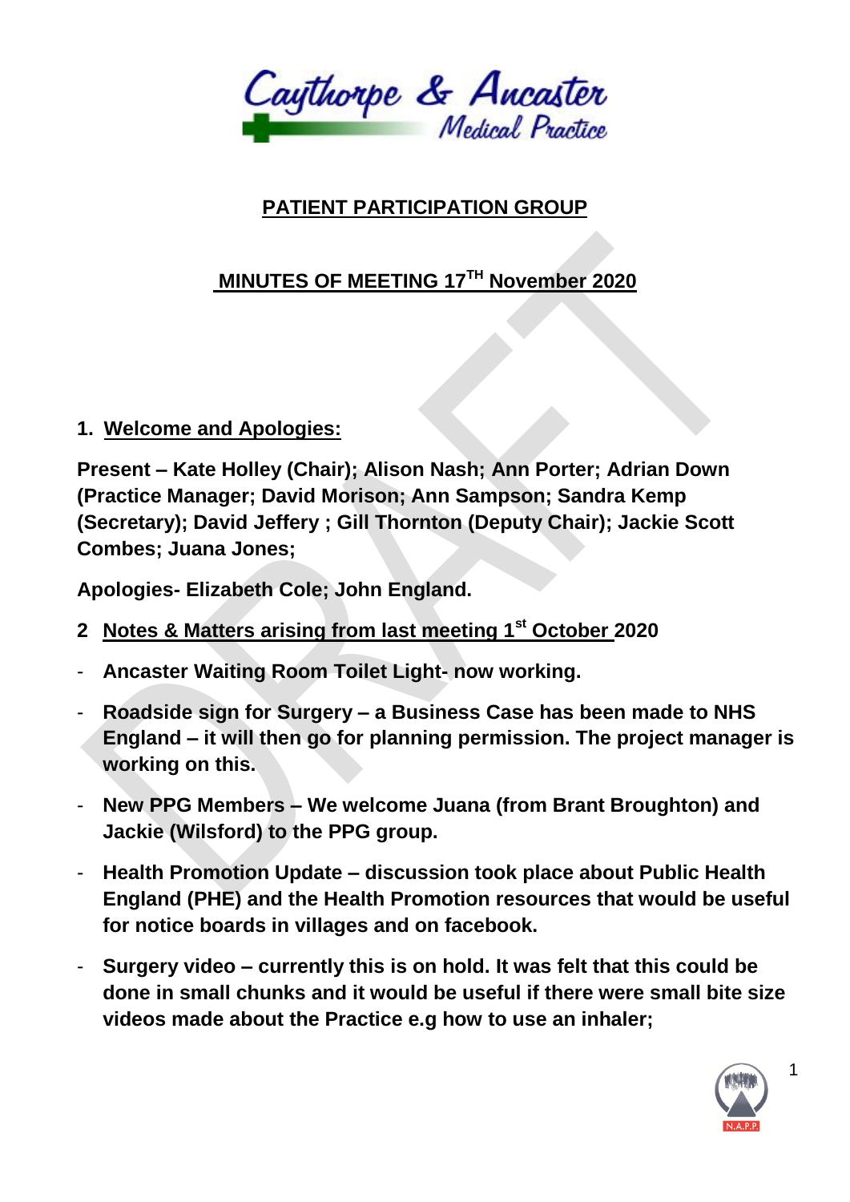# PATIENT PARTICIPATION GROUP

## MINUTES OF MEETING 17TH November 2020

### 1. Welcome and Apologies:

**Present – Kate Holley (Chair); Alison Nash; Ann Porter; Adrian Down (Practice Manager; David Morison; Ann Sampson; Sandra Kemp (Secretary); David Jeffery ; Gill Thornton (Deputy Chair); Jackie Scott Combes; Juana Jones;**

**Apologies- Elizabeth Cole; John England.**

### 2 Notes & Matters arising from last meeting 1st October 2020

- **Ancaster Waiting Room Toilet Light- now working.**
- **Roadside sign for Surgery – a Business Case has been made to NHS England – it will then go for planning permission. The project manager is working on this.**
- **New PPG Members – We welcome Juana (from Brant Broughton) and Jackie (Wilsford) to the PPG group.**
- **Health Promotion Update – discussion took place about Public Health England (PHE) and the Health Promotion resources that would be useful for notice boards in villages and on facebook.**
- **Surgery video – currently this is on hold. It was felt that this could be done in small chunks and it would be useful if there were small bite size videos made about the Practice e.g how to use an inhaler;**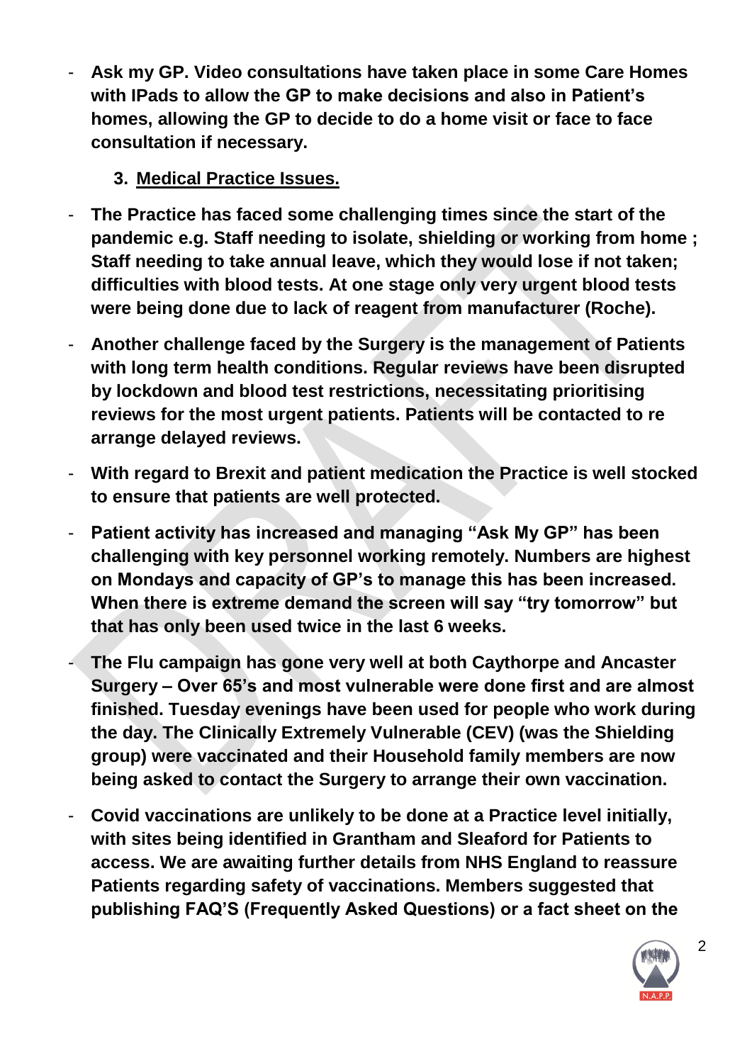- **Ask my GP. Video consultations have taken place in some Care Homes with IPads to allow the GP to make decisions and also in Patient's homes, allowing the GP to decide to do a home visit or face to face consultation if necessary.**

## 3. Medical Practice Issues.

- **The Practice has faced some challenging times since the start of the pandemic e.g. Staff needing to isolate, shielding or working from home ; Staff needing to take annual leave, which they would lose if not taken; difficulties with blood tests. At one stage only very urgent blood tests were being done due to lack of reagent from manufacturer (Roche).**
- **Another challenge faced by the Surgery is the management of Patients with long term health conditions. Regular reviews have been disrupted by lockdown and blood test restrictions, necessitating prioritising reviews for the most urgent patients. Patients will be contacted to re arrange delayed reviews.**
- **With regard to Brexit and patient medication the Practice is well stocked to ensure that patients are well protected.**
- **Patient activity has increased and managing "Ask My GP" has been challenging with key personnel working remotely. Numbers are highest on Mondays and capacity of GP's to manage this has been increased. When there is extreme demand the screen will say "try tomorrow" but that has only been used twice in the last 6 weeks.**
- **The Flu campaign has gone very well at both Caythorpe and Ancaster Surgery – Over 65's and most vulnerable were done first and are almost finished. Tuesday evenings have been used for people who work during the day. The Clinically Extremely Vulnerable (CEV) (was the Shielding group) were vaccinated and their Household family members are now being asked to contact the Surgery to arrange their own vaccination.**
- **Covid vaccinations are unlikely to be done at a Practice level initially, with sites being identified in Grantham and Sleaford for Patients to access. We are awaiting further details from NHS England to reassure Patients regarding safety of vaccinations. Members suggested that publishing FAQ'S (Frequently Asked Questions) or a fact sheet on the**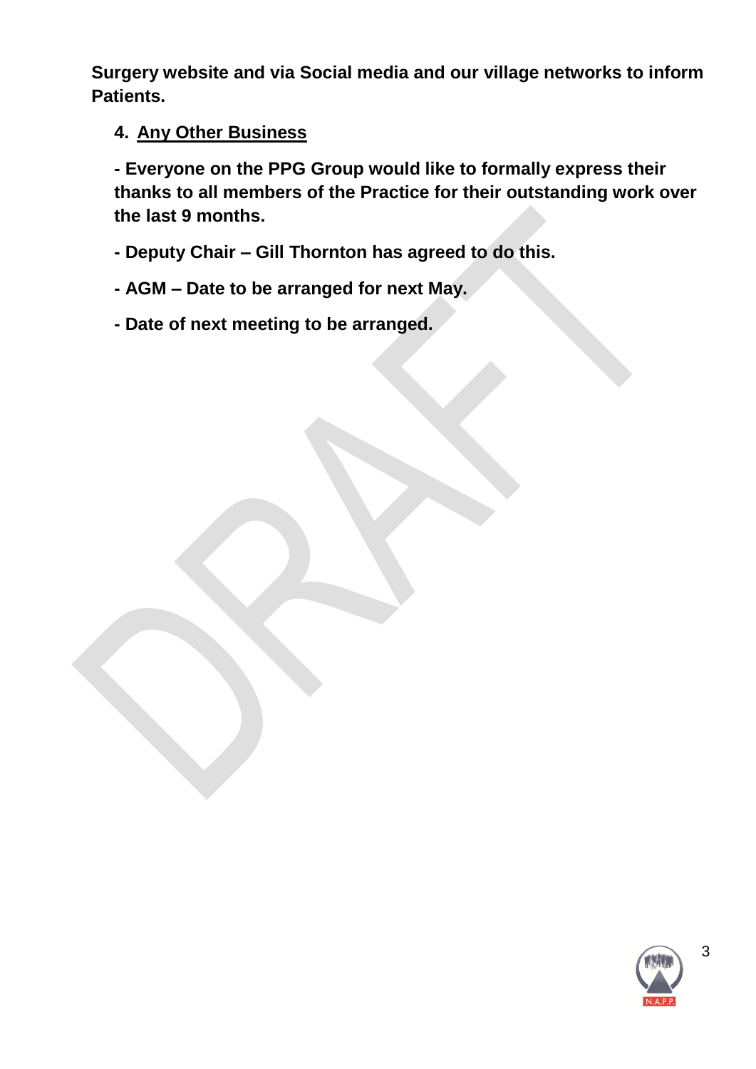**Surgery website and via Social media and our village networks to inform Patients.**

## 4. Any Other Business

**- Everyone on the PPG Group would like to formally express their thanks to all members of the Practice for their outstanding work over the last 9 months.**

**- Deputy Chair – Gill Thornton has agreed to do this.**

**- AGM – Date to be arranged for next May.**

**- Date of next meeting to be arranged.**